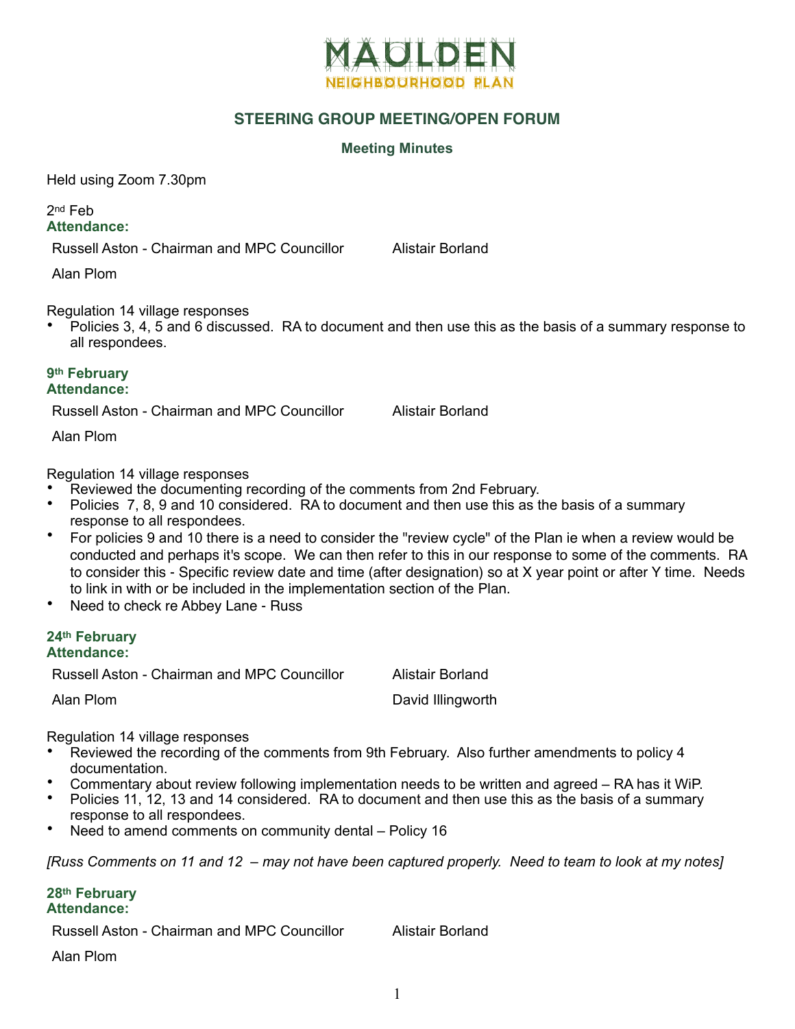# MAULDEN

NEIGHBOURHOOD PLAN

## STEERING GROUP MEETING/OPEN FORUM

### Meeting Minutes

Held using Zoom 7.30pm

2nd Feb

**Attendance:**

Russell Aston - Chairman and MPC Councillor    Alistair Borland

Alan Plom

Regulation 14 village responses

- Policies 3, 4, 5 and 6 discussed. RA to document and then use this as the basis of a summary response to all respondees.

**9th February**

**Attendance:**

Russell Aston - Chairman and MPC Councillor    Alistair Borland

Alan Plom

Regulation 14 village responses

- Reviewed the documenting recording of the comments from 2nd February.
- Policies 7, 8, 9 and 10 considered. RA to document and then use this as the basis of a summary response to all respondees.
- For policies 9 and 10 there is a need to consider the "review cycle" of the Plan ie when a review would be conducted and perhaps it's scope. We can then refer to this in our response to some of the comments. RA to consider this - Specific review date and time (after designation) so at X year point or after Y time. Needs to link in with or be included in the implementation section of the Plan.
- Need to check re Abbey Lane - Russ

**24th February**

**Attendance:**

Russell Aston - Chairman and MPC Councillor    Alistair Borland

Alan Plom    David Illingworth

Regulation 14 village responses

- Reviewed the recording of the comments from 9th February. Also further amendments to policy 4 documentation.
- Commentary about review following implementation needs to be written and agreed – RA has it WiP.
- Policies 11, 12, 13 and 14 considered. RA to document and then use this as the basis of a summary response to all respondees.
- Need to amend comments on community dental – Policy 16

*[Russ Comments on 11 and 12 – may not have been captured properly. Need to team to look at my notes]*

**28th February**

**Attendance:**

Russell Aston - Chairman and MPC Councillor    Alistair Borland

Alan Plom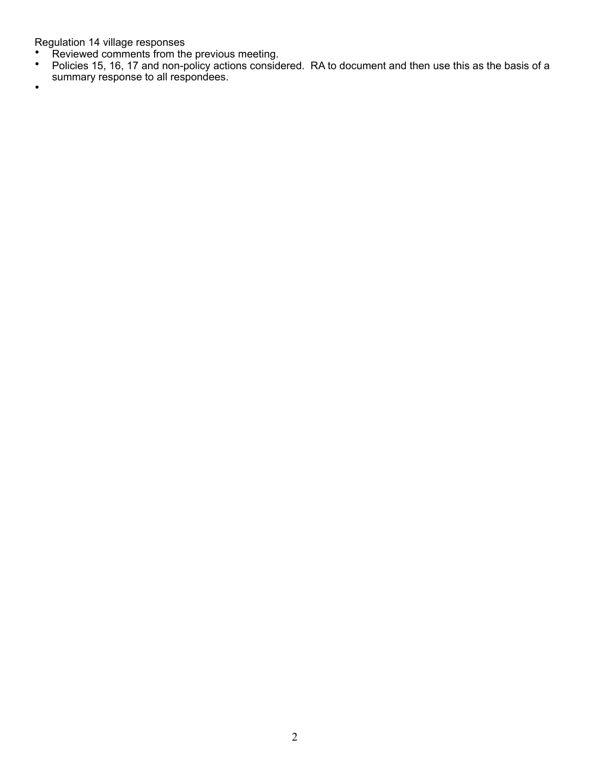Regulation 14 village responses

- Reviewed comments from the previous meeting.
- Policies 15, 16, 17 and non-policy actions considered.  RA to document and then use this as the basis of a summary response to all respondees.
-